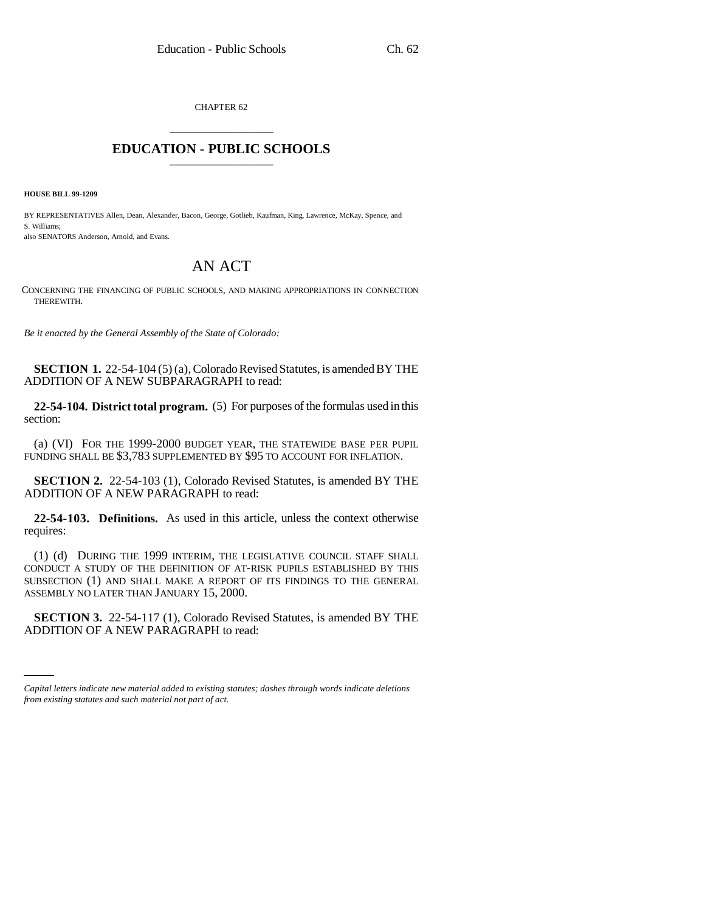CHAPTER 62

# EDUCATION - PUBLIC SCHOOLS

**HOUSE BILL 99-1209**

BY REPRESENTATIVES Allen, Dean, Alexander, Bacon, George, Gotlieb, Kaufman, King, Lawrence, McKay, Spence, and S. Williams;
also SENATORS Anderson, Arnold, and Evans.

## AN ACT

CONCERNING THE FINANCING OF PUBLIC SCHOOLS, AND MAKING APPROPRIATIONS IN CONNECTION THEREWITH.

*Be it enacted by the General Assembly of the State of Colorado:*

**SECTION 1.** 22-54-104 (5) (a), Colorado Revised Statutes, is amended BY THE ADDITION OF A NEW SUBPARAGRAPH to read:

**22-54-104. District total program.** (5) For purposes of the formulas used in this section:

(a) (VI) FOR THE 1999-2000 BUDGET YEAR, THE STATEWIDE BASE PER PUPIL FUNDING SHALL BE $3,783 SUPPLEMENTED BY $95 TO ACCOUNT FOR INFLATION.

**SECTION 2.** 22-54-103 (1), Colorado Revised Statutes, is amended BY THE ADDITION OF A NEW PARAGRAPH to read:

**22-54-103. Definitions.** As used in this article, unless the context otherwise requires:

(1) (d) DURING THE 1999 INTERIM, THE LEGISLATIVE COUNCIL STAFF SHALL CONDUCT A STUDY OF THE DEFINITION OF AT-RISK PUPILS ESTABLISHED BY THIS SUBSECTION (1) AND SHALL MAKE A REPORT OF ITS FINDINGS TO THE GENERAL ASSEMBLY NO LATER THAN JANUARY 15, 2000.

**SECTION 3.** 22-54-117 (1), Colorado Revised Statutes, is amended BY THE ADDITION OF A NEW PARAGRAPH to read:

*Capital letters indicate new material added to existing statutes; dashes through words indicate deletions from existing statutes and such material not part of act.*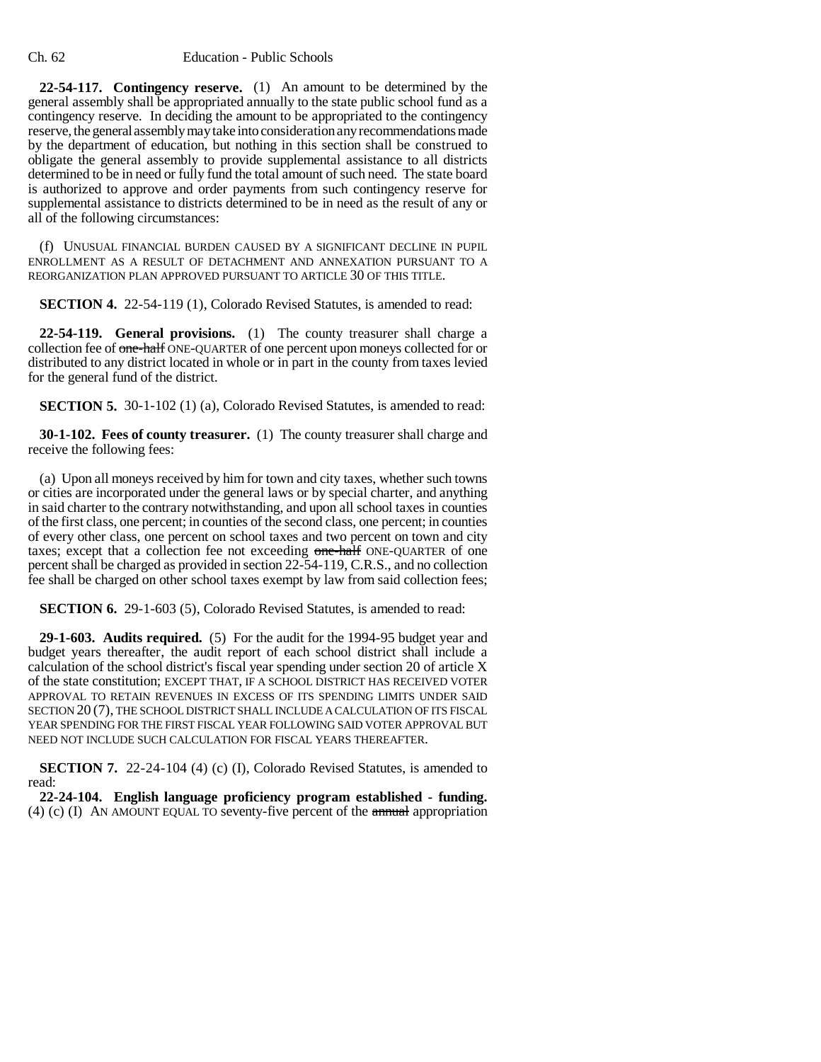**22-54-117. Contingency reserve.** (1) An amount to be determined by the general assembly shall be appropriated annually to the state public school fund as a contingency reserve. In deciding the amount to be appropriated to the contingency reserve, the general assembly may take into consideration any recommendations made by the department of education, but nothing in this section shall be construed to obligate the general assembly to provide supplemental assistance to all districts determined to be in need or fully fund the total amount of such need. The state board is authorized to approve and order payments from such contingency reserve for supplemental assistance to districts determined to be in need as the result of any or all of the following circumstances:

(f) UNUSUAL FINANCIAL BURDEN CAUSED BY A SIGNIFICANT DECLINE IN PUPIL ENROLLMENT AS A RESULT OF DETACHMENT AND ANNEXATION PURSUANT TO A REORGANIZATION PLAN APPROVED PURSUANT TO ARTICLE 30 OF THIS TITLE.

**SECTION 4.** 22-54-119 (1), Colorado Revised Statutes, is amended to read:

**22-54-119. General provisions.** (1) The county treasurer shall charge a collection fee of ~~one-half~~ ONE-QUARTER of one percent upon moneys collected for or distributed to any district located in whole or in part in the county from taxes levied for the general fund of the district.

**SECTION 5.** 30-1-102 (1) (a), Colorado Revised Statutes, is amended to read:

**30-1-102. Fees of county treasurer.** (1) The county treasurer shall charge and receive the following fees:

(a) Upon all moneys received by him for town and city taxes, whether such towns or cities are incorporated under the general laws or by special charter, and anything in said charter to the contrary notwithstanding, and upon all school taxes in counties of the first class, one percent; in counties of the second class, one percent; in counties of every other class, one percent on school taxes and two percent on town and city taxes; except that a collection fee not exceeding ~~one-half~~ ONE-QUARTER of one percent shall be charged as provided in section 22-54-119, C.R.S., and no collection fee shall be charged on other school taxes exempt by law from said collection fees;

**SECTION 6.** 29-1-603 (5), Colorado Revised Statutes, is amended to read:

**29-1-603. Audits required.** (5) For the audit for the 1994-95 budget year and budget years thereafter, the audit report of each school district shall include a calculation of the school district's fiscal year spending under section 20 of article X of the state constitution; EXCEPT THAT, IF A SCHOOL DISTRICT HAS RECEIVED VOTER APPROVAL TO RETAIN REVENUES IN EXCESS OF ITS SPENDING LIMITS UNDER SAID SECTION 20 (7), THE SCHOOL DISTRICT SHALL INCLUDE A CALCULATION OF ITS FISCAL YEAR SPENDING FOR THE FIRST FISCAL YEAR FOLLOWING SAID VOTER APPROVAL BUT NEED NOT INCLUDE SUCH CALCULATION FOR FISCAL YEARS THEREAFTER.

**SECTION 7.** 22-24-104 (4) (c) (I), Colorado Revised Statutes, is amended to read:

**22-24-104. English language proficiency program established - funding.** (4) (c) (I) AN AMOUNT EQUAL TO seventy-five percent of the ~~annual~~ appropriation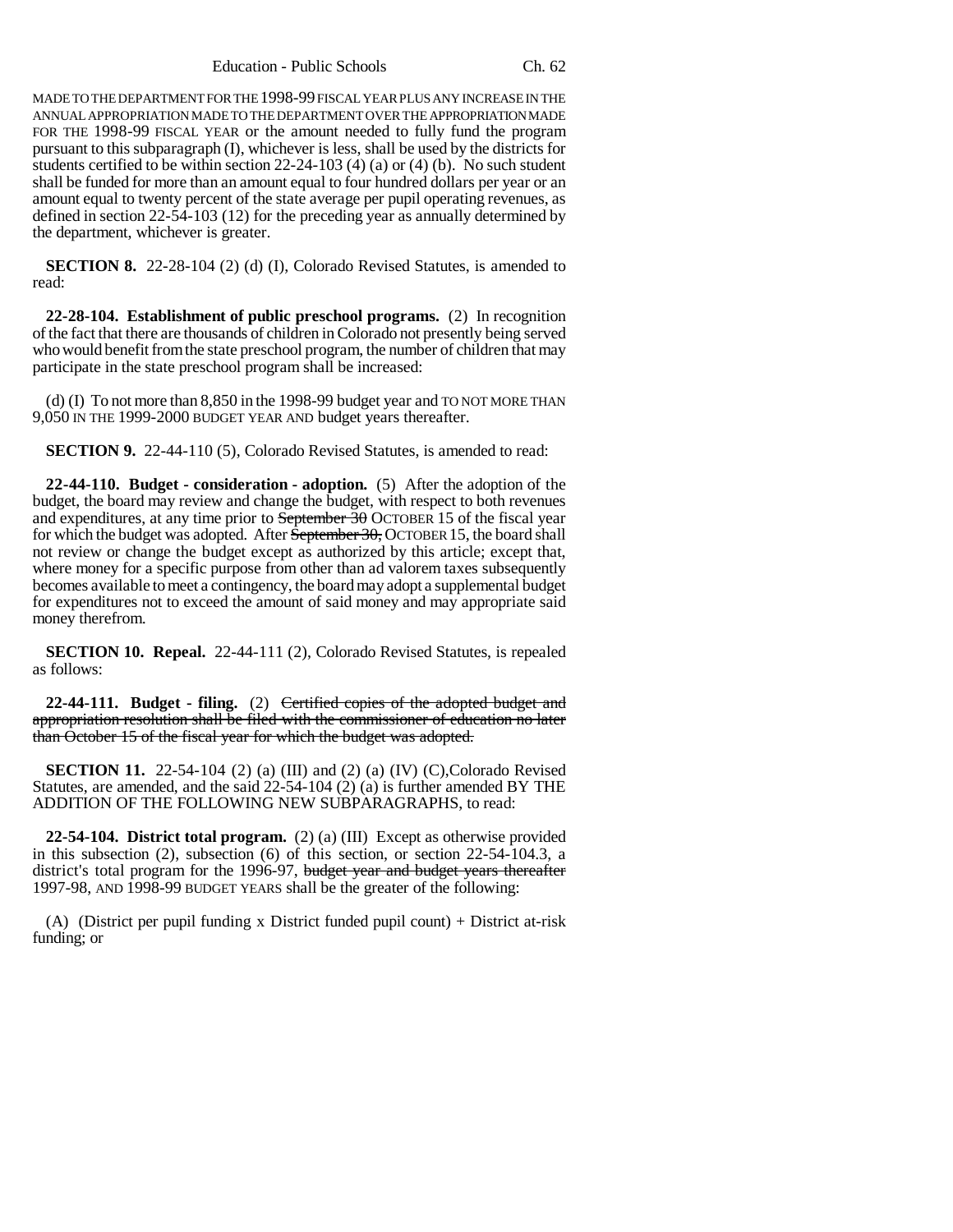MADE TO THE DEPARTMENT FOR THE 1998-99 FISCAL YEAR PLUS ANY INCREASE IN THE ANNUAL APPROPRIATION MADE TO THE DEPARTMENT OVER THE APPROPRIATION MADE FOR THE 1998-99 FISCAL YEAR or the amount needed to fully fund the program pursuant to this subparagraph (I), whichever is less, shall be used by the districts for students certified to be within section 22-24-103 (4) (a) or (4) (b). No such student shall be funded for more than an amount equal to four hundred dollars per year or an amount equal to twenty percent of the state average per pupil operating revenues, as defined in section 22-54-103 (12) for the preceding year as annually determined by the department, whichever is greater.

**SECTION 8.** 22-28-104 (2) (d) (I), Colorado Revised Statutes, is amended to read:

**22-28-104. Establishment of public preschool programs.** (2) In recognition of the fact that there are thousands of children in Colorado not presently being served who would benefit from the state preschool program, the number of children that may participate in the state preschool program shall be increased:

(d) (I) To not more than 8,850 in the 1998-99 budget year and TO NOT MORE THAN 9,050 IN THE 1999-2000 BUDGET YEAR AND budget years thereafter.

**SECTION 9.** 22-44-110 (5), Colorado Revised Statutes, is amended to read:

**22-44-110. Budget - consideration - adoption.** (5) After the adoption of the budget, the board may review and change the budget, with respect to both revenues and expenditures, at any time prior to ~~September 30~~ OCTOBER 15 of the fiscal year for which the budget was adopted. After ~~September 30,~~ OCTOBER 15, the board shall not review or change the budget except as authorized by this article; except that, where money for a specific purpose from other than ad valorem taxes subsequently becomes available to meet a contingency, the board may adopt a supplemental budget for expenditures not to exceed the amount of said money and may appropriate said money therefrom.

**SECTION 10. Repeal.** 22-44-111 (2), Colorado Revised Statutes, is repealed as follows:

**22-44-111. Budget - filing.** (2) ~~Certified copies of the adopted budget and appropriation resolution shall be filed with the commissioner of education no later than October 15 of the fiscal year for which the budget was adopted.~~

**SECTION 11.** 22-54-104 (2) (a) (III) and (2) (a) (IV) (C), Colorado Revised Statutes, are amended, and the said 22-54-104 (2) (a) is further amended BY THE ADDITION OF THE FOLLOWING NEW SUBPARAGRAPHS, to read:

**22-54-104. District total program.** (2) (a) (III) Except as otherwise provided in this subsection (2), subsection (6) of this section, or section 22-54-104.3, a district's total program for the 1996-97, ~~budget year and budget years thereafter~~ 1997-98, AND 1998-99 BUDGET YEARS shall be the greater of the following:

(A) (District per pupil funding x District funded pupil count) + District at-risk funding; or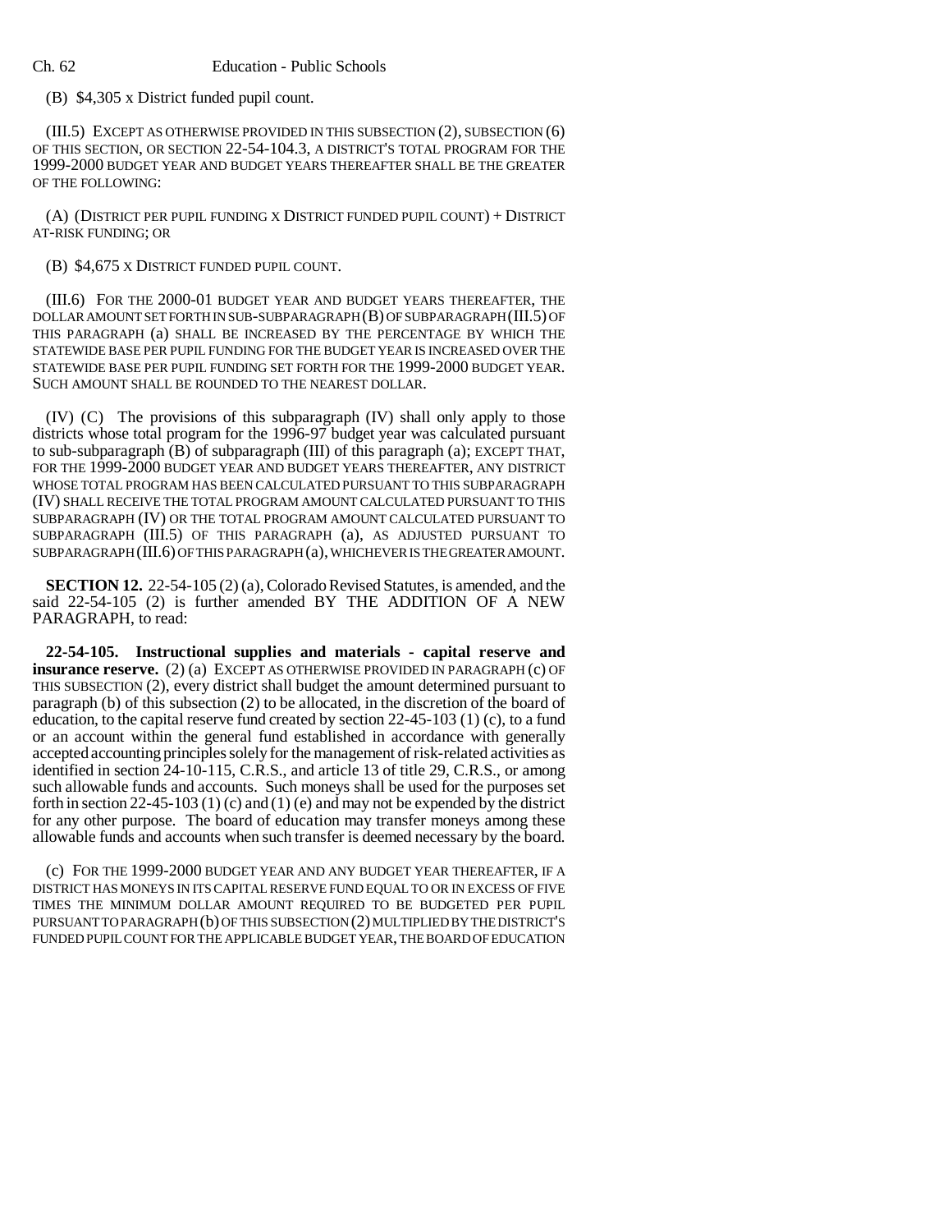(B) $4,305 x District funded pupil count.

(III.5) EXCEPT AS OTHERWISE PROVIDED IN THIS SUBSECTION (2), SUBSECTION (6) OF THIS SECTION, OR SECTION 22-54-104.3, A DISTRICT'S TOTAL PROGRAM FOR THE 1999-2000 BUDGET YEAR AND BUDGET YEARS THEREAFTER SHALL BE THE GREATER OF THE FOLLOWING:

(A) (DISTRICT PER PUPIL FUNDING X DISTRICT FUNDED PUPIL COUNT) + DISTRICT AT-RISK FUNDING; OR

(B) $4,675 X DISTRICT FUNDED PUPIL COUNT.

(III.6) FOR THE 2000-01 BUDGET YEAR AND BUDGET YEARS THEREAFTER, THE DOLLAR AMOUNT SET FORTH IN SUB-SUBPARAGRAPH (B) OF SUBPARAGRAPH (III.5) OF THIS PARAGRAPH (a) SHALL BE INCREASED BY THE PERCENTAGE BY WHICH THE STATEWIDE BASE PER PUPIL FUNDING FOR THE BUDGET YEAR IS INCREASED OVER THE STATEWIDE BASE PER PUPIL FUNDING SET FORTH FOR THE 1999-2000 BUDGET YEAR. SUCH AMOUNT SHALL BE ROUNDED TO THE NEAREST DOLLAR.

(IV) (C) The provisions of this subparagraph (IV) shall only apply to those districts whose total program for the 1996-97 budget year was calculated pursuant to sub-subparagraph (B) of subparagraph (III) of this paragraph (a); EXCEPT THAT, FOR THE 1999-2000 BUDGET YEAR AND BUDGET YEARS THEREAFTER, ANY DISTRICT WHOSE TOTAL PROGRAM HAS BEEN CALCULATED PURSUANT TO THIS SUBPARAGRAPH (IV) SHALL RECEIVE THE TOTAL PROGRAM AMOUNT CALCULATED PURSUANT TO THIS SUBPARAGRAPH (IV) OR THE TOTAL PROGRAM AMOUNT CALCULATED PURSUANT TO SUBPARAGRAPH (III.5) OF THIS PARAGRAPH (a), AS ADJUSTED PURSUANT TO SUBPARAGRAPH (III.6) OF THIS PARAGRAPH (a), WHICHEVER IS THE GREATER AMOUNT.

**SECTION 12.** 22-54-105 (2) (a), Colorado Revised Statutes, is amended, and the said 22-54-105 (2) is further amended BY THE ADDITION OF A NEW PARAGRAPH, to read:

**22-54-105. Instructional supplies and materials - capital reserve and insurance reserve.** (2) (a) EXCEPT AS OTHERWISE PROVIDED IN PARAGRAPH (c) OF THIS SUBSECTION (2), every district shall budget the amount determined pursuant to paragraph (b) of this subsection (2) to be allocated, in the discretion of the board of education, to the capital reserve fund created by section 22-45-103 (1) (c), to a fund or an account within the general fund established in accordance with generally accepted accounting principles solely for the management of risk-related activities as identified in section 24-10-115, C.R.S., and article 13 of title 29, C.R.S., or among such allowable funds and accounts. Such moneys shall be used for the purposes set forth in section 22-45-103 (1) (c) and (1) (e) and may not be expended by the district for any other purpose. The board of education may transfer moneys among these allowable funds and accounts when such transfer is deemed necessary by the board.

(c) FOR THE 1999-2000 BUDGET YEAR AND ANY BUDGET YEAR THEREAFTER, IF A DISTRICT HAS MONEYS IN ITS CAPITAL RESERVE FUND EQUAL TO OR IN EXCESS OF FIVE TIMES THE MINIMUM DOLLAR AMOUNT REQUIRED TO BE BUDGETED PER PUPIL PURSUANT TO PARAGRAPH (b) OF THIS SUBSECTION (2) MULTIPLIED BY THE DISTRICT'S FUNDED PUPIL COUNT FOR THE APPLICABLE BUDGET YEAR, THE BOARD OF EDUCATION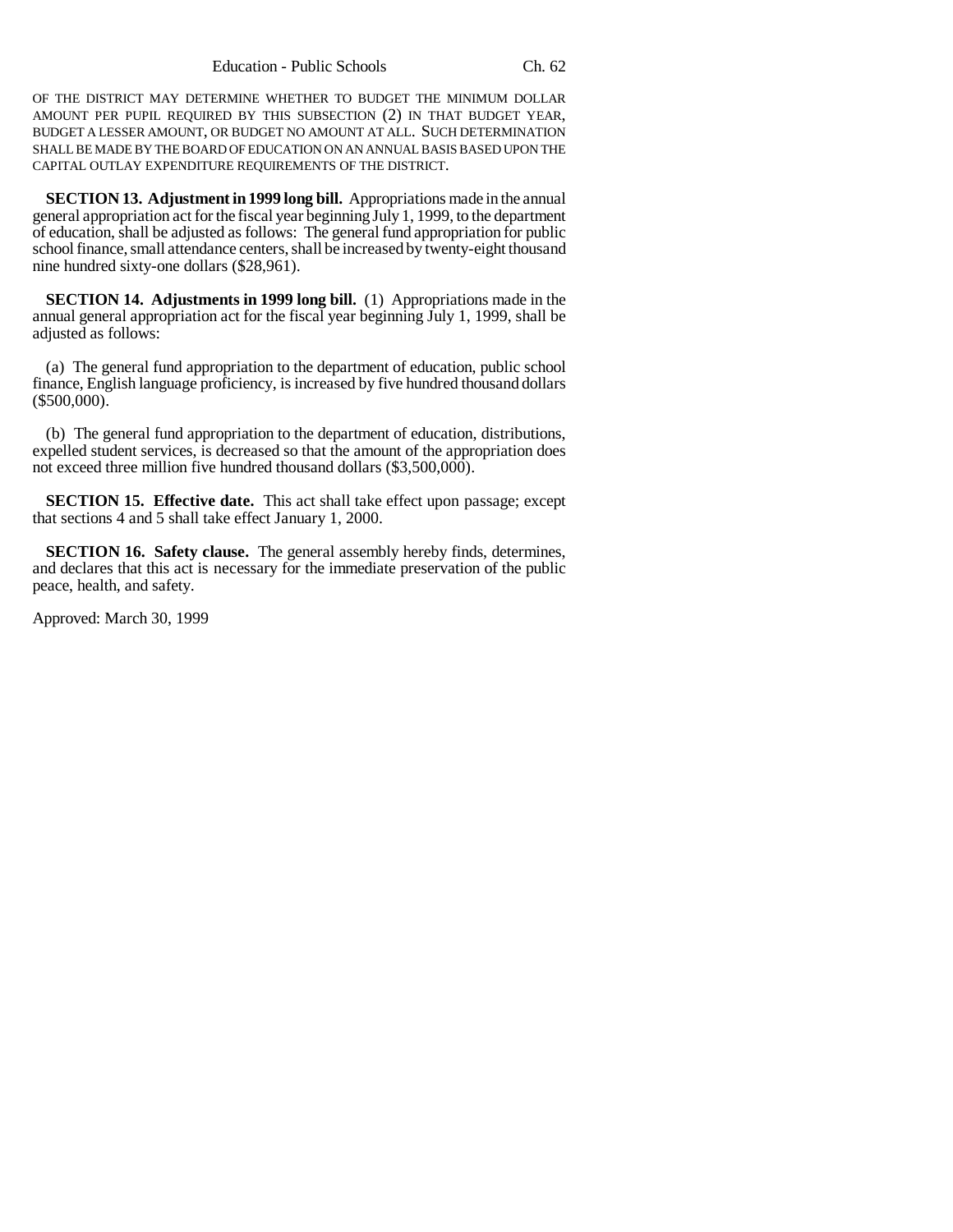OF THE DISTRICT MAY DETERMINE WHETHER TO BUDGET THE MINIMUM DOLLAR AMOUNT PER PUPIL REQUIRED BY THIS SUBSECTION (2) IN THAT BUDGET YEAR, BUDGET A LESSER AMOUNT, OR BUDGET NO AMOUNT AT ALL. SUCH DETERMINATION SHALL BE MADE BY THE BOARD OF EDUCATION ON AN ANNUAL BASIS BASED UPON THE CAPITAL OUTLAY EXPENDITURE REQUIREMENTS OF THE DISTRICT.

**SECTION 13. Adjustment in 1999 long bill.** Appropriations made in the annual general appropriation act for the fiscal year beginning July 1, 1999, to the department of education, shall be adjusted as follows: The general fund appropriation for public school finance, small attendance centers, shall be increased by twenty-eight thousand nine hundred sixty-one dollars ($28,961).

**SECTION 14. Adjustments in 1999 long bill.** (1) Appropriations made in the annual general appropriation act for the fiscal year beginning July 1, 1999, shall be adjusted as follows:

(a) The general fund appropriation to the department of education, public school finance, English language proficiency, is increased by five hundred thousand dollars ($500,000).

(b) The general fund appropriation to the department of education, distributions, expelled student services, is decreased so that the amount of the appropriation does not exceed three million five hundred thousand dollars ($3,500,000).

**SECTION 15. Effective date.** This act shall take effect upon passage; except that sections 4 and 5 shall take effect January 1, 2000.

**SECTION 16. Safety clause.** The general assembly hereby finds, determines, and declares that this act is necessary for the immediate preservation of the public peace, health, and safety.

Approved: March 30, 1999